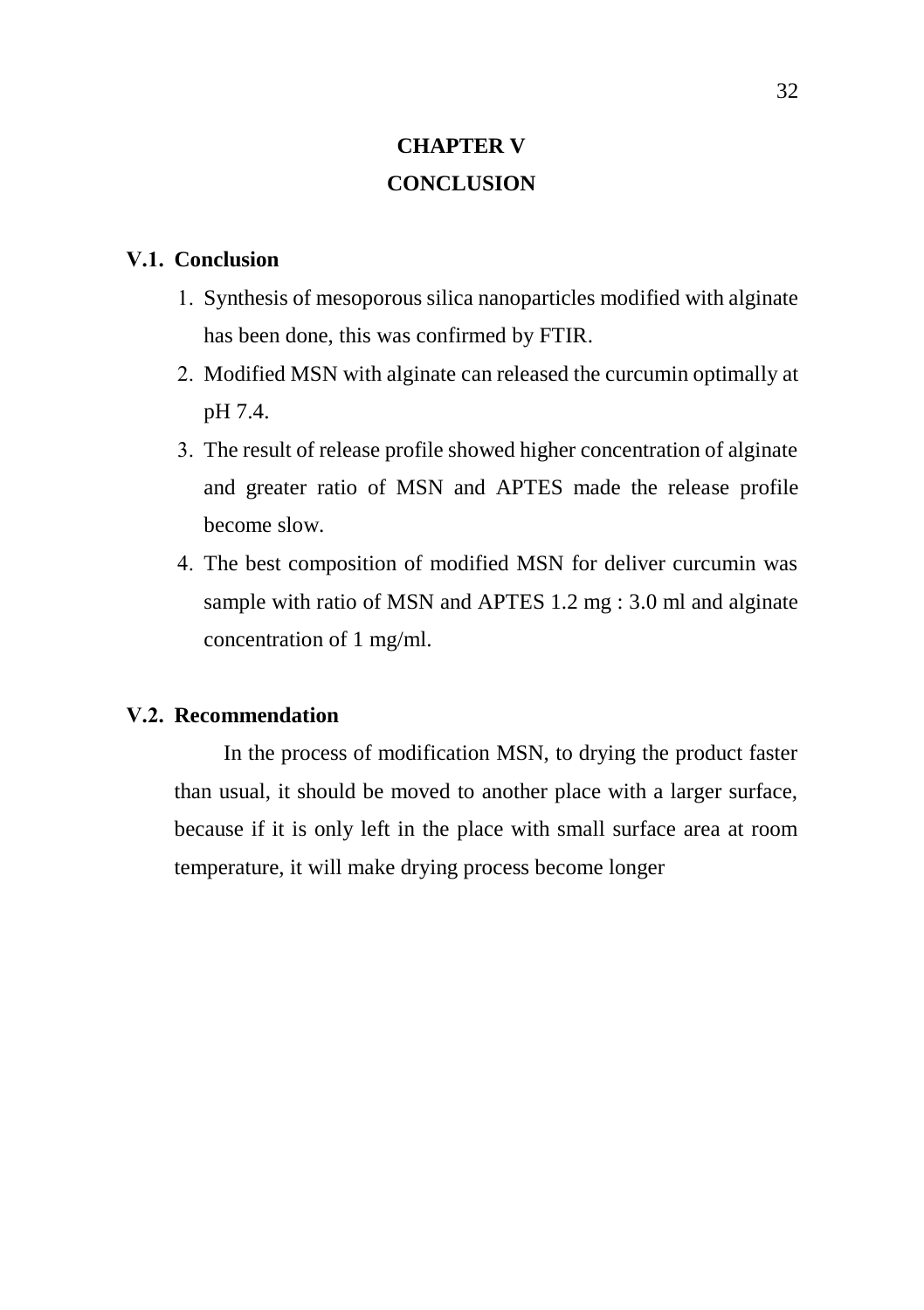# CHAPTER V
# CONCLUSION

## V.1. Conclusion

1. Synthesis of mesoporous silica nanoparticles modified with alginate has been done, this was confirmed by FTIR.
2. Modified MSN with alginate can released the curcumin optimally at pH 7.4.
3. The result of release profile showed higher concentration of alginate and greater ratio of MSN and APTES made the release profile become slow.
4. The best composition of modified MSN for deliver curcumin was sample with ratio of MSN and APTES 1.2 mg : 3.0 ml and alginate concentration of 1 mg/ml.

## V.2. Recommendation

In the process of modification MSN, to drying the product faster than usual, it should be moved to another place with a larger surface, because if it is only left in the place with small surface area at room temperature, it will make drying process become longer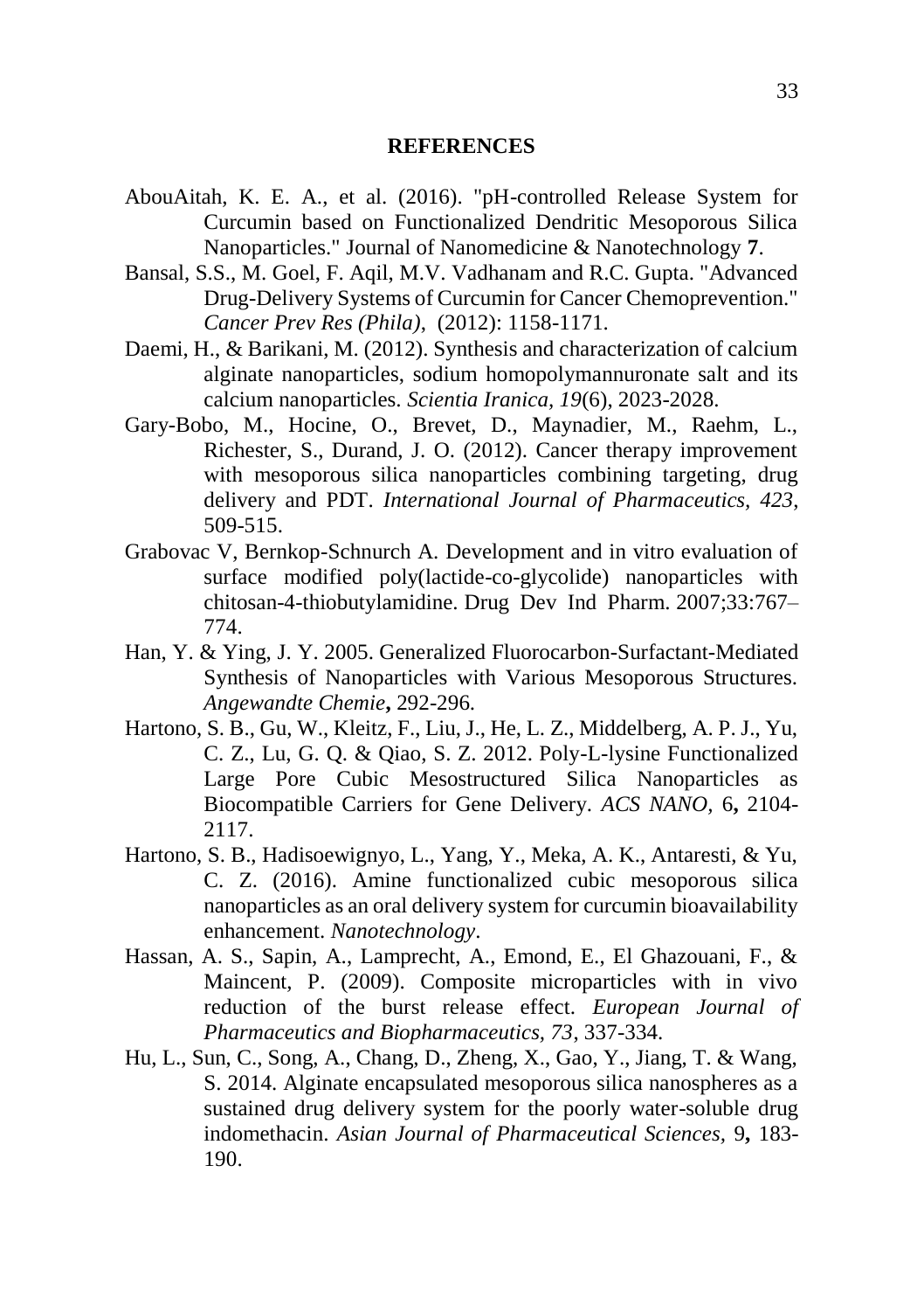# REFERENCES

AbouAitah, K. E. A., et al. (2016). "pH-controlled Release System for Curcumin based on Functionalized Dendritic Mesoporous Silica Nanoparticles." Journal of Nanomedicine & Nanotechnology **7**.

Bansal, S.S., M. Goel, F. Aqil, M.V. Vadhanam and R.C. Gupta. "Advanced Drug-Delivery Systems of Curcumin for Cancer Chemoprevention." *Cancer Prev Res (Phila),* (2012): 1158-1171.

Daemi, H., & Barikani, M. (2012). Synthesis and characterization of calcium alginate nanoparticles, sodium homopolymannuronate salt and its calcium nanoparticles. *Scientia Iranica, 19*(6), 2023-2028.

Gary-Bobo, M., Hocine, O., Brevet, D., Maynadier, M., Raehm, L., Richester, S., Durand, J. O. (2012). Cancer therapy improvement with mesoporous silica nanoparticles combining targeting, drug delivery and PDT. *International Journal of Pharmaceutics, 423*, 509-515.

Grabovac V, Bernkop-Schnurch A. Development and in vitro evaluation of surface modified poly(lactide-co-glycolide) nanoparticles with chitosan-4-thiobutylamidine. Drug Dev Ind Pharm. 2007;33:767–774.

Han, Y. & Ying, J. Y. 2005. Generalized Fluorocarbon-Surfactant-Mediated Synthesis of Nanoparticles with Various Mesoporous Structures. *Angewandte Chemie***,** 292-296.

Hartono, S. B., Gu, W., Kleitz, F., Liu, J., He, L. Z., Middelberg, A. P. J., Yu, C. Z., Lu, G. Q. & Qiao, S. Z. 2012. Poly-L-lysine Functionalized Large Pore Cubic Mesostructured Silica Nanoparticles as Biocompatible Carriers for Gene Delivery. *ACS NANO,* 6**,** 2104-2117.

Hartono, S. B., Hadisoewignyo, L., Yang, Y., Meka, A. K., Antaresti, & Yu, C. Z. (2016). Amine functionalized cubic mesoporous silica nanoparticles as an oral delivery system for curcumin bioavailability enhancement. *Nanotechnology*.

Hassan, A. S., Sapin, A., Lamprecht, A., Emond, E., El Ghazouani, F., & Maincent, P. (2009). Composite microparticles with in vivo reduction of the burst release effect. *European Journal of Pharmaceutics and Biopharmaceutics, 73*, 337-334.

Hu, L., Sun, C., Song, A., Chang, D., Zheng, X., Gao, Y., Jiang, T. & Wang, S. 2014. Alginate encapsulated mesoporous silica nanospheres as a sustained drug delivery system for the poorly water-soluble drug indomethacin. *Asian Journal of Pharmaceutical Sciences,* 9**,** 183-190.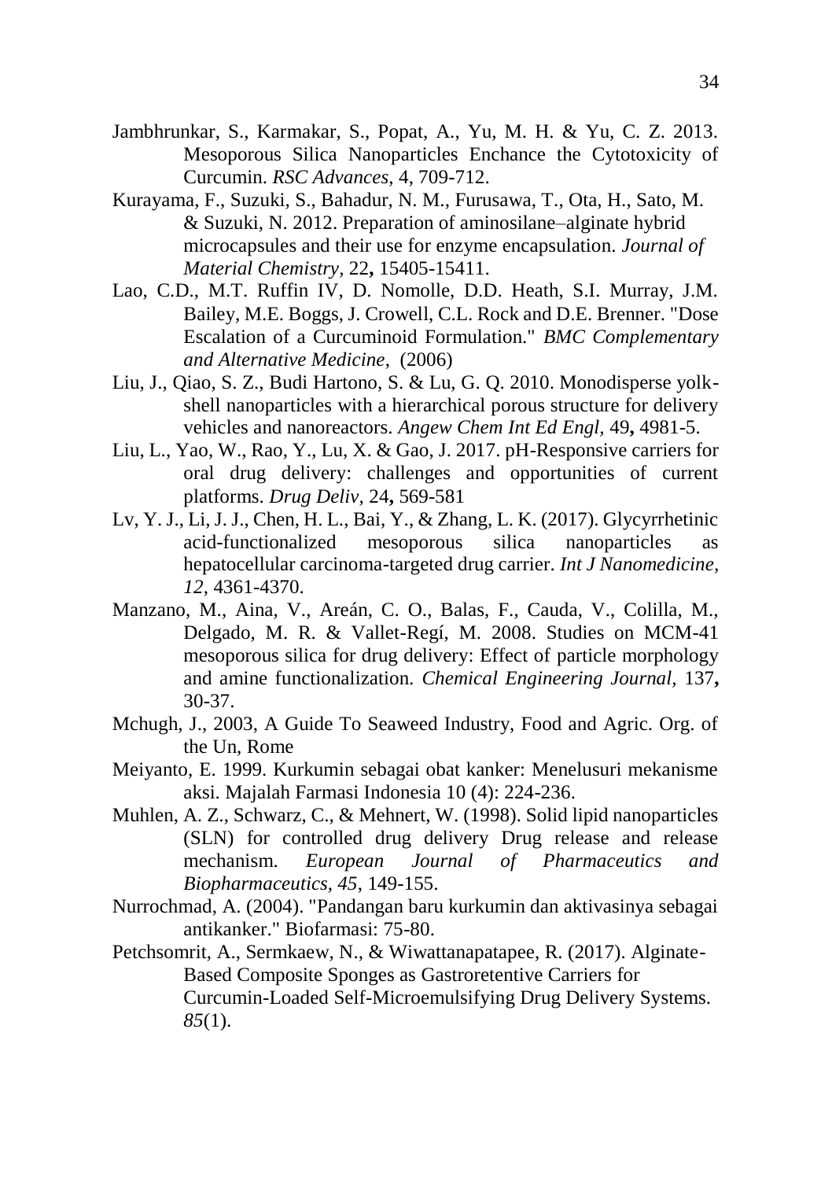Jambhrunkar, S., Karmakar, S., Popat, A., Yu, M. H. & Yu, C. Z. 2013. Mesoporous Silica Nanoparticles Enchance the Cytotoxicity of Curcumin. *RSC Advances*, 4, 709-712.

Kurayama, F., Suzuki, S., Bahadur, N. M., Furusawa, T., Ota, H., Sato, M. & Suzuki, N. 2012. Preparation of aminosilane–alginate hybrid microcapsules and their use for enzyme encapsulation. *Journal of Material Chemistry,* 22**,** 15405-15411.

Lao, C.D., M.T. Ruffin IV, D. Nomolle, D.D. Heath, S.I. Murray, J.M. Bailey, M.E. Boggs, J. Crowell, C.L. Rock and D.E. Brenner. "Dose Escalation of a Curcuminoid Formulation." *BMC Complementary and Alternative Medicine*, (2006)

Liu, J., Qiao, S. Z., Budi Hartono, S. & Lu, G. Q. 2010. Monodisperse yolk-shell nanoparticles with a hierarchical porous structure for delivery vehicles and nanoreactors. *Angew Chem Int Ed Engl,* 49**,** 4981-5.

Liu, L., Yao, W., Rao, Y., Lu, X. & Gao, J. 2017. pH-Responsive carriers for oral drug delivery: challenges and opportunities of current platforms. *Drug Deliv,* 24**,** 569-581

Lv, Y. J., Li, J. J., Chen, H. L., Bai, Y., & Zhang, L. K. (2017). Glycyrrhetinic acid-functionalized mesoporous silica nanoparticles as hepatocellular carcinoma-targeted drug carrier. *Int J Nanomedicine, 12*, 4361-4370.

Manzano, M., Aina, V., Areán, C. O., Balas, F., Cauda, V., Colilla, M., Delgado, M. R. & Vallet-Regí, M. 2008. Studies on MCM-41 mesoporous silica for drug delivery: Effect of particle morphology and amine functionalization. *Chemical Engineering Journal,* 137**,** 30-37.

Mchugh, J., 2003, A Guide To Seaweed Industry, Food and Agric. Org. of the Un, Rome

Meiyanto, E. 1999. Kurkumin sebagai obat kanker: Menelusuri mekanisme aksi. Majalah Farmasi Indonesia 10 (4): 224-236.

Muhlen, A. Z., Schwarz, C., & Mehnert, W. (1998). Solid lipid nanoparticles (SLN) for controlled drug delivery Drug release and release mechanism. *European Journal of Pharmaceutics and Biopharmaceutics, 45*, 149-155.

Nurrochmad, A. (2004). "Pandangan baru kurkumin dan aktivasinya sebagai antikanker." Biofarmasi: 75-80.

Petchsomrit, A., Sermkaew, N., & Wiwattanapatapee, R. (2017). Alginate-Based Composite Sponges as Gastroretentive Carriers for Curcumin-Loaded Self-Microemulsifying Drug Delivery Systems. *85*(1).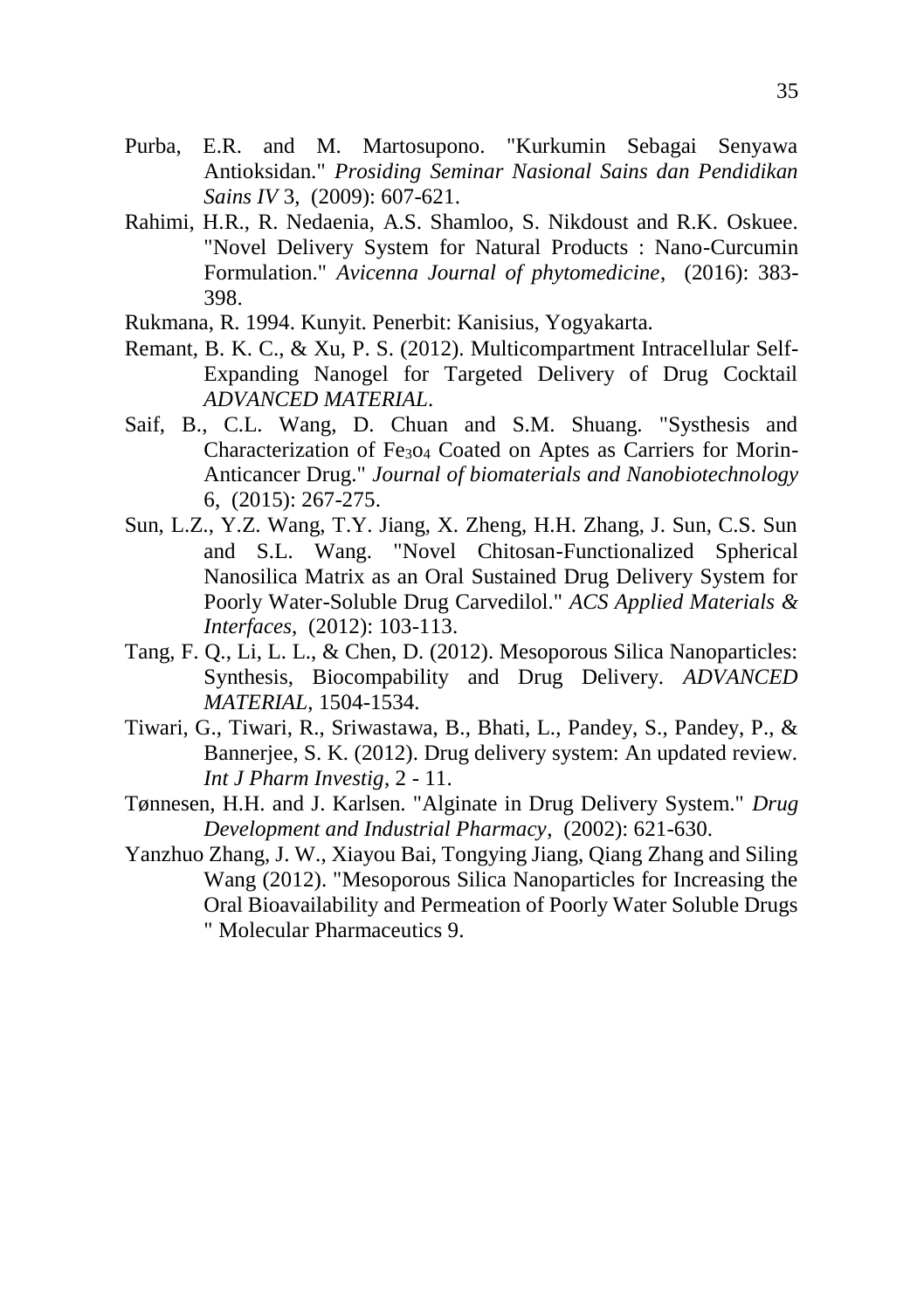Purba, E.R. and M. Martosupono. "Kurkumin Sebagai Senyawa Antioksidan." *Prosiding Seminar Nasional Sains dan Pendidikan Sains IV* 3, (2009): 607-621.

Rahimi, H.R., R. Nedaenia, A.S. Shamloo, S. Nikdoust and R.K. Oskuee. "Novel Delivery System for Natural Products : Nano-Curcumin Formulation." *Avicenna Journal of phytomedicine*, (2016): 383-398.

Rukmana, R. 1994. Kunyit. Penerbit: Kanisius, Yogyakarta.

Remant, B. K. C., & Xu, P. S. (2012). Multicompartment Intracellular Self-Expanding Nanogel for Targeted Delivery of Drug Cocktail *ADVANCED MATERIAL*.

Saif, B., C.L. Wang, D. Chuan and S.M. Shuang. "Systhesis and Characterization of $Fe_3o_4$ Coated on Aptes as Carriers for Morin-Anticancer Drug." *Journal of biomaterials and Nanobiotechnology* 6, (2015): 267-275.

Sun, L.Z., Y.Z. Wang, T.Y. Jiang, X. Zheng, H.H. Zhang, J. Sun, C.S. Sun and S.L. Wang. "Novel Chitosan-Functionalized Spherical Nanosilica Matrix as an Oral Sustained Drug Delivery System for Poorly Water-Soluble Drug Carvedilol." *ACS Applied Materials & Interfaces*, (2012): 103-113.

Tang, F. Q., Li, L. L., & Chen, D. (2012). Mesoporous Silica Nanoparticles: Synthesis, Biocompability and Drug Delivery. *ADVANCED MATERIAL*, 1504-1534.

Tiwari, G., Tiwari, R., Sriwastawa, B., Bhati, L., Pandey, S., Pandey, P., & Bannerjee, S. K. (2012). Drug delivery system: An updated review. *Int J Pharm Investig*, 2 - 11.

Tønnesen, H.H. and J. Karlsen. "Alginate in Drug Delivery System." *Drug Development and Industrial Pharmacy*, (2002): 621-630.

Yanzhuo Zhang, J. W., Xiayou Bai, Tongying Jiang, Qiang Zhang and Siling Wang (2012). "Mesoporous Silica Nanoparticles for Increasing the Oral Bioavailability and Permeation of Poorly Water Soluble Drugs " Molecular Pharmaceutics 9.